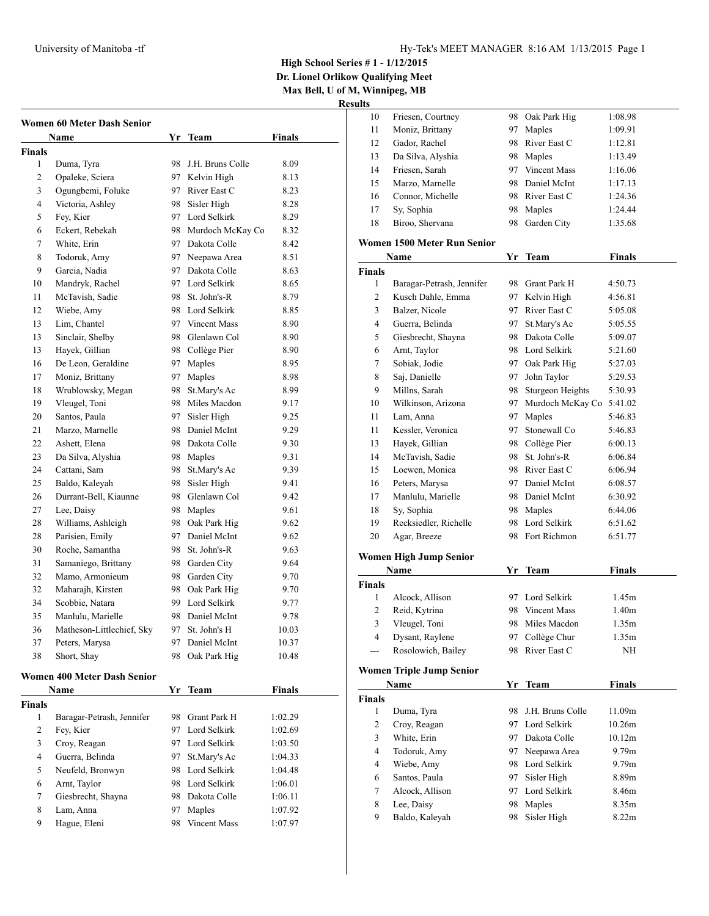# High School Series # 1 - 1/12/2015

**Dr. Lionel Orlikow Qualifying Meet**

**Max Bell, U of M, Winnipeg, MB**

**Results**

## Women 60 Meter Dash Senior

| | Name | Yr | Team | Finals |
|---|---|---|---|---|
| **Finals** | | | | |
| 1 | Duma, Tyra | 98 | J.H. Bruns Colle | 8.09 |
| 2 | Opaleke, Sciera | 97 | Kelvin High | 8.13 |
| 3 | Ogungbemi, Foluke | 97 | River East C | 8.23 |
| 4 | Victoria, Ashley | 98 | Sisler High | 8.28 |
| 5 | Fey, Kier | 97 | Lord Selkirk | 8.29 |
| 6 | Eckert, Rebekah | 98 | Murdoch McKay Co | 8.32 |
| 7 | White, Erin | 97 | Dakota Colle | 8.42 |
| 8 | Todoruk, Amy | 97 | Neepawa Area | 8.51 |
| 9 | Garcia, Nadia | 97 | Dakota Colle | 8.63 |
| 10 | Mandryk, Rachel | 97 | Lord Selkirk | 8.65 |
| 11 | McTavish, Sadie | 98 | St. John's-R | 8.79 |
| 12 | Wiebe, Amy | 98 | Lord Selkirk | 8.85 |
| 13 | Lim, Chantel | 97 | Vincent Mass | 8.90 |
| 13 | Sinclair, Shelby | 98 | Glenlawn Col | 8.90 |
| 13 | Hayek, Gillian | 98 | Collège Pier | 8.90 |
| 16 | De Leon, Geraldine | 97 | Maples | 8.95 |
| 17 | Moniz, Brittany | 97 | Maples | 8.98 |
| 18 | Wrublowsky, Megan | 98 | St.Mary's Ac | 8.99 |
| 19 | Vleugel, Toni | 98 | Miles Macdon | 9.17 |
| 20 | Santos, Paula | 97 | Sisler High | 9.25 |
| 21 | Marzo, Marnelle | 98 | Daniel McInt | 9.29 |
| 22 | Ashett, Elena | 98 | Dakota Colle | 9.30 |
| 23 | Da Silva, Alyshia | 98 | Maples | 9.31 |
| 24 | Cattani, Sam | 98 | St.Mary's Ac | 9.39 |
| 25 | Baldo, Kaleyah | 98 | Sisler High | 9.41 |
| 26 | Durrant-Bell, Kiaunne | 98 | Glenlawn Col | 9.42 |
| 27 | Lee, Daisy | 98 | Maples | 9.61 |
| 28 | Williams, Ashleigh | 98 | Oak Park Hig | 9.62 |
| 28 | Parisien, Emily | 97 | Daniel McInt | 9.62 |
| 30 | Roche, Samantha | 98 | St. John's-R | 9.63 |
| 31 | Samaniego, Brittany | 98 | Garden City | 9.64 |
| 32 | Mamo, Armonieum | 98 | Garden City | 9.70 |
| 32 | Maharajh, Kirsten | 98 | Oak Park Hig | 9.70 |
| 34 | Scobbie, Natara | 99 | Lord Selkirk | 9.77 |
| 35 | Manlulu, Marielle | 98 | Daniel McInt | 9.78 |
| 36 | Matheson-Littlechief, Sky | 97 | St. John's H | 10.03 |
| 37 | Peters, Marysa | 97 | Daniel McInt | 10.37 |
| 38 | Short, Shay | 98 | Oak Park Hig | 10.48 |

## Women 400 Meter Dash Senior

| | Name | Yr | Team | Finals |
|---|---|---|---|---|
| **Finals** | | | | |
| 1 | Baragar-Petrash, Jennifer | 98 | Grant Park H | 1:02.29 |
| 2 | Fey, Kier | 97 | Lord Selkirk | 1:02.69 |
| 3 | Croy, Reagan | 97 | Lord Selkirk | 1:03.50 |
| 4 | Guerra, Belinda | 97 | St.Mary's Ac | 1:04.33 |
| 5 | Neufeld, Bronwyn | 98 | Lord Selkirk | 1:04.48 |
| 6 | Arnt, Taylor | 98 | Lord Selkirk | 1:06.01 |
| 7 | Giesbrecht, Shayna | 98 | Dakota Colle | 1:06.11 |
| 8 | Lam, Anna | 97 | Maples | 1:07.92 |
| 9 | Hague, Eleni | 98 | Vincent Mass | 1:07.97 |
| 10 | Friesen, Courtney | 98 | Oak Park Hig | 1:08.98 |
| 11 | Moniz, Brittany | 97 | Maples | 1:09.91 |
| 12 | Gador, Rachel | 98 | River East C | 1:12.81 |
| 13 | Da Silva, Alyshia | 98 | Maples | 1:13.49 |
| 14 | Friesen, Sarah | 97 | Vincent Mass | 1:16.06 |
| 15 | Marzo, Marnelle | 98 | Daniel McInt | 1:17.13 |
| 16 | Connor, Michelle | 98 | River East C | 1:24.36 |
| 17 | Sy, Sophia | 98 | Maples | 1:24.44 |
| 18 | Biroo, Shervana | 98 | Garden City | 1:35.68 |

## Women 1500 Meter Run Senior

| | Name | Yr | Team | Finals |
|---|---|---|---|---|
| **Finals** | | | | |
| 1 | Baragar-Petrash, Jennifer | 98 | Grant Park H | 4:50.73 |
| 2 | Kusch Dahle, Emma | 97 | Kelvin High | 4:56.81 |
| 3 | Balzer, Nicole | 97 | River East C | 5:05.08 |
| 4 | Guerra, Belinda | 97 | St.Mary's Ac | 5:05.55 |
| 5 | Giesbrecht, Shayna | 98 | Dakota Colle | 5:09.07 |
| 6 | Arnt, Taylor | 98 | Lord Selkirk | 5:21.60 |
| 7 | Sobiak, Jodie | 97 | Oak Park Hig | 5:27.03 |
| 8 | Saj, Danielle | 97 | John Taylor | 5:29.53 |
| 9 | Millns, Sarah | 98 | Sturgeon Heights | 5:30.93 |
| 10 | Wilkinson, Arizona | 97 | Murdoch McKay Co | 5:41.02 |
| 11 | Lam, Anna | 97 | Maples | 5:46.83 |
| 11 | Kessler, Veronica | 97 | Stonewall Co | 5:46.83 |
| 13 | Hayek, Gillian | 98 | Collège Pier | 6:00.13 |
| 14 | McTavish, Sadie | 98 | St. John's-R | 6:06.84 |
| 15 | Loewen, Monica | 98 | River East C | 6:06.94 |
| 16 | Peters, Marysa | 97 | Daniel McInt | 6:08.57 |
| 17 | Manlulu, Marielle | 98 | Daniel McInt | 6:30.92 |
| 18 | Sy, Sophia | 98 | Maples | 6:44.06 |
| 19 | Recksiedler, Richelle | 98 | Lord Selkirk | 6:51.62 |
| 20 | Agar, Breeze | 98 | Fort Richmon | 6:51.77 |

## Women High Jump Senior

| | Name | Yr | Team | Finals |
|---|---|---|---|---|
| **Finals** | | | | |
| 1 | Alcock, Allison | 97 | Lord Selkirk | 1.45m |
| 2 | Reid, Kytrina | 98 | Vincent Mass | 1.40m |
| 3 | Vleugel, Toni | 98 | Miles Macdon | 1.35m |
| 4 | Dysant, Raylene | 97 | Collège Chur | 1.35m |
| --- | Rosolowich, Bailey | 98 | River East C | NH |

## Women Triple Jump Senior

| | Name | Yr | Team | Finals |
|---|---|---|---|---|
| **Finals** | | | | |
| 1 | Duma, Tyra | 98 | J.H. Bruns Colle | 11.09m |
| 2 | Croy, Reagan | 97 | Lord Selkirk | 10.26m |
| 3 | White, Erin | 97 | Dakota Colle | 10.12m |
| 4 | Todoruk, Amy | 97 | Neepawa Area | 9.79m |
| 4 | Wiebe, Amy | 98 | Lord Selkirk | 9.79m |
| 6 | Santos, Paula | 97 | Sisler High | 8.89m |
| 7 | Alcock, Allison | 97 | Lord Selkirk | 8.46m |
| 8 | Lee, Daisy | 98 | Maples | 8.35m |
| 9 | Baldo, Kaleyah | 98 | Sisler High | 8.22m |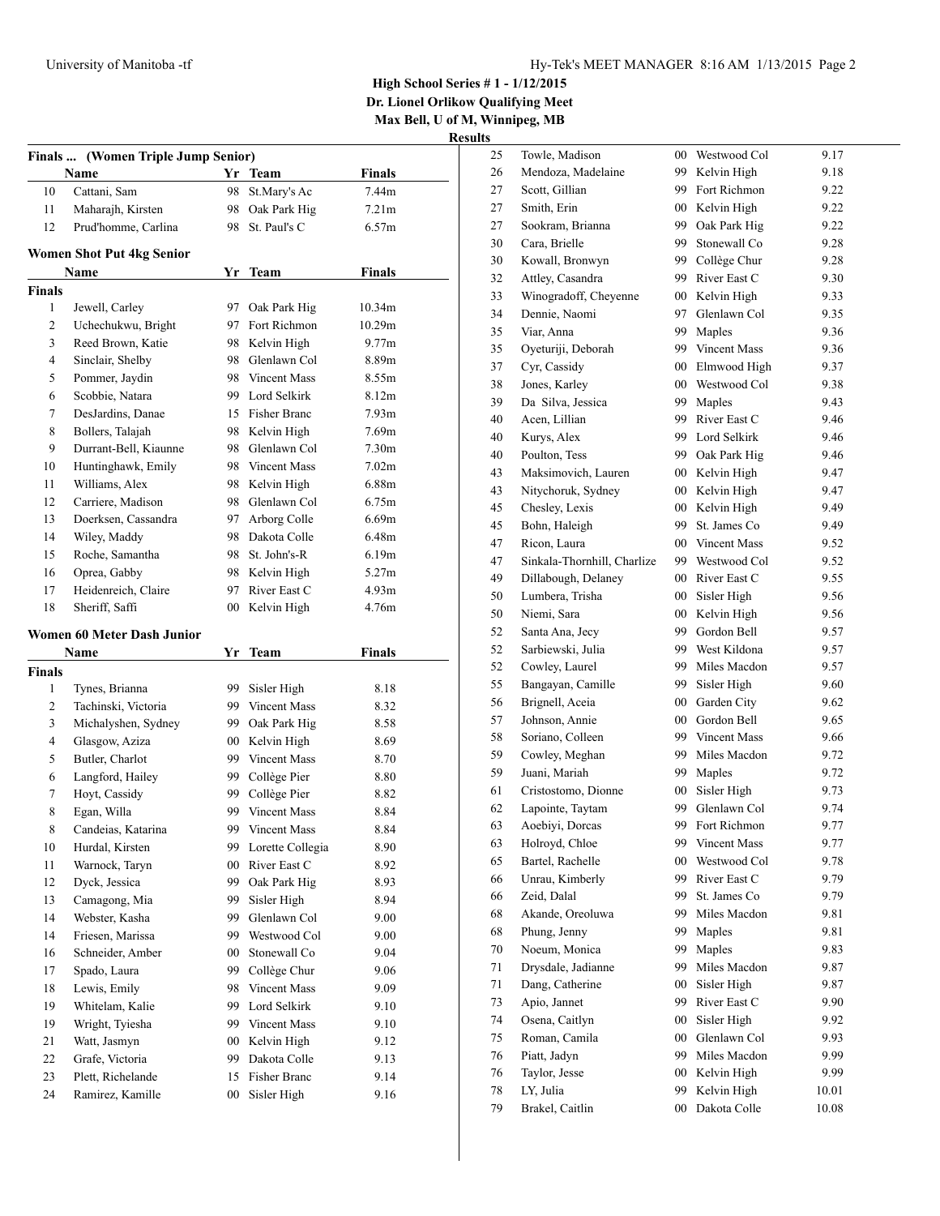## High School Series # 1 - 1/12/2015

**Dr. Lionel Orlikow Qualifying Meet**

**Max Bell, U of M, Winnipeg, MB**

**Results**

### Finals ... (Women Triple Jump Senior)

| | Name | Yr | Team | Finals |
|---|---|---|---|---|
| 10 | Cattani, Sam | 98 | St.Mary's Ac | 7.44m |
| 11 | Maharajh, Kirsten | 98 | Oak Park Hig | 7.21m |
| 12 | Prud'homme, Carlina | 98 | St. Paul's C | 6.57m |

### Women Shot Put 4kg Senior

**Finals**

| | Name | Yr | Team | Finals |
|---|---|---|---|---|
| 1 | Jewell, Carley | 97 | Oak Park Hig | 10.34m |
| 2 | Uchechukwu, Bright | 97 | Fort Richmon | 10.29m |
| 3 | Reed Brown, Katie | 98 | Kelvin High | 9.77m |
| 4 | Sinclair, Shelby | 98 | Glenlawn Col | 8.89m |
| 5 | Pommer, Jaydin | 98 | Vincent Mass | 8.55m |
| 6 | Scobbie, Natara | 99 | Lord Selkirk | 8.12m |
| 7 | DesJardins, Danae | 15 | Fisher Branc | 7.93m |
| 8 | Bollers, Talajah | 98 | Kelvin High | 7.69m |
| 9 | Durrant-Bell, Kiaunne | 98 | Glenlawn Col | 7.30m |
| 10 | Huntinghawk, Emily | 98 | Vincent Mass | 7.02m |
| 11 | Williams, Alex | 98 | Kelvin High | 6.88m |
| 12 | Carriere, Madison | 98 | Glenlawn Col | 6.75m |
| 13 | Doerksen, Cassandra | 97 | Arborg Colle | 6.69m |
| 14 | Wiley, Maddy | 98 | Dakota Colle | 6.48m |
| 15 | Roche, Samantha | 98 | St. John's-R | 6.19m |
| 16 | Oprea, Gabby | 98 | Kelvin High | 5.27m |
| 17 | Heidenreich, Claire | 97 | River East C | 4.93m |
| 18 | Sheriff, Saffi | 00 | Kelvin High | 4.76m |

### Women 60 Meter Dash Junior

**Finals**

| | Name | Yr | Team | Finals |
|---|---|---|---|---|
| 1 | Tynes, Brianna | 99 | Sisler High | 8.18 |
| 2 | Tachinski, Victoria | 99 | Vincent Mass | 8.32 |
| 3 | Michalyshen, Sydney | 99 | Oak Park Hig | 8.58 |
| 4 | Glasgow, Aziza | 00 | Kelvin High | 8.69 |
| 5 | Butler, Charlot | 99 | Vincent Mass | 8.70 |
| 6 | Langford, Hailey | 99 | Collège Pier | 8.80 |
| 7 | Hoyt, Cassidy | 99 | Collège Pier | 8.82 |
| 8 | Egan, Willa | 99 | Vincent Mass | 8.84 |
| 8 | Candeias, Katarina | 99 | Vincent Mass | 8.84 |
| 10 | Hurdal, Kirsten | 99 | Lorette Collegia | 8.90 |
| 11 | Warnock, Taryn | 00 | River East C | 8.92 |
| 12 | Dyck, Jessica | 99 | Oak Park Hig | 8.93 |
| 13 | Camagong, Mia | 99 | Sisler High | 8.94 |
| 14 | Webster, Kasha | 99 | Glenlawn Col | 9.00 |
| 14 | Friesen, Marissa | 99 | Westwood Col | 9.00 |
| 16 | Schneider, Amber | 00 | Stonewall Co | 9.04 |
| 17 | Spado, Laura | 99 | Collège Chur | 9.06 |
| 18 | Lewis, Emily | 98 | Vincent Mass | 9.09 |
| 19 | Whitelam, Kalie | 99 | Lord Selkirk | 9.10 |
| 19 | Wright, Tyiesha | 99 | Vincent Mass | 9.10 |
| 21 | Watt, Jasmyn | 00 | Kelvin High | 9.12 |
| 22 | Grafe, Victoria | 99 | Dakota Colle | 9.13 |
| 23 | Plett, Richelande | 15 | Fisher Branc | 9.14 |
| 24 | Ramirez, Kamille | 00 | Sisler High | 9.16 |
| 25 | Towle, Madison | 00 | Westwood Col | 9.17 |
| 26 | Mendoza, Madelaine | 99 | Kelvin High | 9.18 |
| 27 | Scott, Gillian | 99 | Fort Richmon | 9.22 |
| 27 | Smith, Erin | 00 | Kelvin High | 9.22 |
| 27 | Sookram, Brianna | 99 | Oak Park Hig | 9.22 |
| 30 | Cara, Brielle | 99 | Stonewall Co | 9.28 |
| 30 | Kowall, Bronwyn | 99 | Collège Chur | 9.28 |
| 32 | Attley, Casandra | 99 | River East C | 9.30 |
| 33 | Winogradoff, Cheyenne | 00 | Kelvin High | 9.33 |
| 34 | Dennie, Naomi | 97 | Glenlawn Col | 9.35 |
| 35 | Viar, Anna | 99 | Maples | 9.36 |
| 35 | Oyeturiji, Deborah | 99 | Vincent Mass | 9.36 |
| 37 | Cyr, Cassidy | 00 | Elmwood High | 9.37 |
| 38 | Jones, Karley | 00 | Westwood Col | 9.38 |
| 39 | Da Silva, Jessica | 99 | Maples | 9.43 |
| 40 | Acen, Lillian | 99 | River East C | 9.46 |
| 40 | Kurys, Alex | 99 | Lord Selkirk | 9.46 |
| 40 | Poulton, Tess | 99 | Oak Park Hig | 9.46 |
| 43 | Maksimovich, Lauren | 00 | Kelvin High | 9.47 |
| 43 | Nitychoruk, Sydney | 00 | Kelvin High | 9.47 |
| 45 | Chesley, Lexis | 00 | Kelvin High | 9.49 |
| 45 | Bohn, Haleigh | 99 | St. James Co | 9.49 |
| 47 | Ricon, Laura | 00 | Vincent Mass | 9.52 |
| 47 | Sinkala-Thornhill, Charlize | 99 | Westwood Col | 9.52 |
| 49 | Dillabough, Delaney | 00 | River East C | 9.55 |
| 50 | Lumbera, Trisha | 00 | Sisler High | 9.56 |
| 50 | Niemi, Sara | 00 | Kelvin High | 9.56 |
| 52 | Santa Ana, Jecy | 99 | Gordon Bell | 9.57 |
| 52 | Sarbiewski, Julia | 99 | West Kildona | 9.57 |
| 52 | Cowley, Laurel | 99 | Miles Macdon | 9.57 |
| 55 | Bangayan, Camille | 99 | Sisler High | 9.60 |
| 56 | Brignell, Aceia | 00 | Garden City | 9.62 |
| 57 | Johnson, Annie | 00 | Gordon Bell | 9.65 |
| 58 | Soriano, Colleen | 99 | Vincent Mass | 9.66 |
| 59 | Cowley, Meghan | 99 | Miles Macdon | 9.72 |
| 59 | Juani, Mariah | 99 | Maples | 9.72 |
| 61 | Cristostomo, Dionne | 00 | Sisler High | 9.73 |
| 62 | Lapointe, Taytam | 99 | Glenlawn Col | 9.74 |
| 63 | Aoebiyi, Dorcas | 99 | Fort Richmon | 9.77 |
| 63 | Holroyd, Chloe | 99 | Vincent Mass | 9.77 |
| 65 | Bartel, Rachelle | 00 | Westwood Col | 9.78 |
| 66 | Unrau, Kimberly | 99 | River East C | 9.79 |
| 66 | Zeid, Dalal | 99 | St. James Co | 9.79 |
| 68 | Akande, Oreoluwa | 99 | Miles Macdon | 9.81 |
| 68 | Phung, Jenny | 99 | Maples | 9.81 |
| 70 | Noeum, Monica | 99 | Maples | 9.83 |
| 71 | Drysdale, Jadianne | 99 | Miles Macdon | 9.87 |
| 71 | Dang, Catherine | 00 | Sisler High | 9.87 |
| 73 | Apio, Jannet | 99 | River East C | 9.90 |
| 74 | Osena, Caitlyn | 00 | Sisler High | 9.92 |
| 75 | Roman, Camila | 00 | Glenlawn Col | 9.93 |
| 76 | Piatt, Jadyn | 99 | Miles Macdon | 9.99 |
| 76 | Taylor, Jesse | 00 | Kelvin High | 9.99 |
| 78 | LY, Julia | 99 | Kelvin High | 10.01 |
| 79 | Brakel, Caitlin | 00 | Dakota Colle | 10.08 |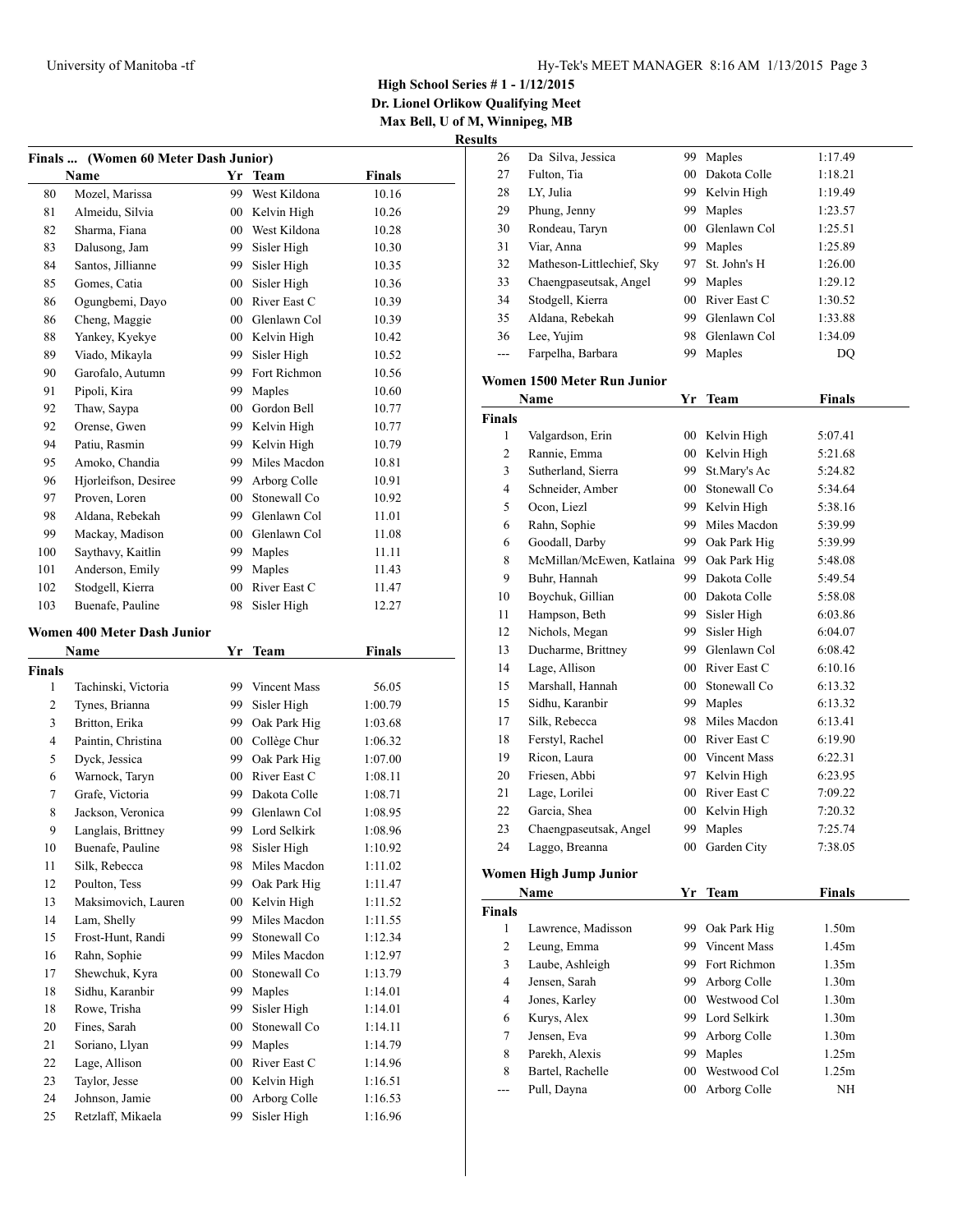**High School Series # 1 - 1/12/2015**
**Dr. Lionel Orlikow Qualifying Meet**
**Max Bell, U of M, Winnipeg, MB**
**Results**

### Finals ... (Women 60 Meter Dash Junior)

| | Name | Yr | Team | Finals |
|---|---|---|---|---|
| 80 | Mozel, Marissa | 99 | West Kildona | 10.16 |
| 81 | Almeidu, Silvia | 00 | Kelvin High | 10.26 |
| 82 | Sharma, Fiana | 00 | West Kildona | 10.28 |
| 83 | Dalusong, Jam | 99 | Sisler High | 10.30 |
| 84 | Santos, Jillianne | 99 | Sisler High | 10.35 |
| 85 | Gomes, Catia | 00 | Sisler High | 10.36 |
| 86 | Ogungbemi, Dayo | 00 | River East C | 10.39 |
| 86 | Cheng, Maggie | 00 | Glenlawn Col | 10.39 |
| 88 | Yankey, Kyekye | 00 | Kelvin High | 10.42 |
| 89 | Viado, Mikayla | 99 | Sisler High | 10.52 |
| 90 | Garofalo, Autumn | 99 | Fort Richmon | 10.56 |
| 91 | Pipoli, Kira | 99 | Maples | 10.60 |
| 92 | Thaw, Saypa | 00 | Gordon Bell | 10.77 |
| 92 | Orense, Gwen | 99 | Kelvin High | 10.77 |
| 94 | Patiu, Rasmin | 99 | Kelvin High | 10.79 |
| 95 | Amoko, Chandia | 99 | Miles Macdon | 10.81 |
| 96 | Hjorleifson, Desiree | 99 | Arborg Colle | 10.91 |
| 97 | Proven, Loren | 00 | Stonewall Co | 10.92 |
| 98 | Aldana, Rebekah | 99 | Glenlawn Col | 11.01 |
| 99 | Mackay, Madison | 00 | Glenlawn Col | 11.08 |
| 100 | Saythavy, Kaitlin | 99 | Maples | 11.11 |
| 101 | Anderson, Emily | 99 | Maples | 11.43 |
| 102 | Stodgell, Kierra | 00 | River East C | 11.47 |
| 103 | Buenafe, Pauline | 98 | Sisler High | 12.27 |

### Women 400 Meter Dash Junior

| | Name | Yr | Team | Finals |
|---|---|---|---|---|
| **Finals** | | | | |
| 1 | Tachinski, Victoria | 99 | Vincent Mass | 56.05 |
| 2 | Tynes, Brianna | 99 | Sisler High | 1:00.79 |
| 3 | Britton, Erika | 99 | Oak Park Hig | 1:03.68 |
| 4 | Paintin, Christina | 00 | Collège Chur | 1:06.32 |
| 5 | Dyck, Jessica | 99 | Oak Park Hig | 1:07.00 |
| 6 | Warnock, Taryn | 00 | River East C | 1:08.11 |
| 7 | Grafe, Victoria | 99 | Dakota Colle | 1:08.71 |
| 8 | Jackson, Veronica | 99 | Glenlawn Col | 1:08.95 |
| 9 | Langlais, Brittney | 99 | Lord Selkirk | 1:08.96 |
| 10 | Buenafe, Pauline | 98 | Sisler High | 1:10.92 |
| 11 | Silk, Rebecca | 98 | Miles Macdon | 1:11.02 |
| 12 | Poulton, Tess | 99 | Oak Park Hig | 1:11.47 |
| 13 | Maksimovich, Lauren | 00 | Kelvin High | 1:11.52 |
| 14 | Lam, Shelly | 99 | Miles Macdon | 1:11.55 |
| 15 | Frost-Hunt, Randi | 99 | Stonewall Co | 1:12.34 |
| 16 | Rahn, Sophie | 99 | Miles Macdon | 1:12.97 |
| 17 | Shewchuk, Kyra | 00 | Stonewall Co | 1:13.79 |
| 18 | Sidhu, Karanbir | 99 | Maples | 1:14.01 |
| 18 | Rowe, Trisha | 99 | Sisler High | 1:14.01 |
| 20 | Fines, Sarah | 00 | Stonewall Co | 1:14.11 |
| 21 | Soriano, Llyan | 99 | Maples | 1:14.79 |
| 22 | Lage, Allison | 00 | River East C | 1:14.96 |
| 23 | Taylor, Jesse | 00 | Kelvin High | 1:16.51 |
| 24 | Johnson, Jamie | 00 | Arborg Colle | 1:16.53 |
| 25 | Retzlaff, Mikaela | 99 | Sisler High | 1:16.96 |
| 26 | Da Silva, Jessica | 99 | Maples | 1:17.49 |
| 27 | Fulton, Tia | 00 | Dakota Colle | 1:18.21 |
| 28 | LY, Julia | 99 | Kelvin High | 1:19.49 |
| 29 | Phung, Jenny | 99 | Maples | 1:23.57 |
| 30 | Rondeau, Taryn | 00 | Glenlawn Col | 1:25.51 |
| 31 | Viar, Anna | 99 | Maples | 1:25.89 |
| 32 | Matheson-Littlechief, Sky | 97 | St. John's H | 1:26.00 |
| 33 | Chaengpaseutsak, Angel | 99 | Maples | 1:29.12 |
| 34 | Stodgell, Kierra | 00 | River East C | 1:30.52 |
| 35 | Aldana, Rebekah | 99 | Glenlawn Col | 1:33.88 |
| 36 | Lee, Yujim | 98 | Glenlawn Col | 1:34.09 |
| --- | Farpelha, Barbara | 99 | Maples | DQ |

### Women 1500 Meter Run Junior

| | Name | Yr | Team | Finals |
|---|---|---|---|---|
| **Finals** | | | | |
| 1 | Valgardson, Erin | 00 | Kelvin High | 5:07.41 |
| 2 | Rannie, Emma | 00 | Kelvin High | 5:21.68 |
| 3 | Sutherland, Sierra | 99 | St.Mary's Ac | 5:24.82 |
| 4 | Schneider, Amber | 00 | Stonewall Co | 5:34.64 |
| 5 | Ocon, Liezl | 99 | Kelvin High | 5:38.16 |
| 6 | Rahn, Sophie | 99 | Miles Macdon | 5:39.99 |
| 6 | Goodall, Darby | 99 | Oak Park Hig | 5:39.99 |
| 8 | McMillan/McEwen, Katlaina | 99 | Oak Park Hig | 5:48.08 |
| 9 | Buhr, Hannah | 99 | Dakota Colle | 5:49.54 |
| 10 | Boychuk, Gillian | 00 | Dakota Colle | 5:58.08 |
| 11 | Hampson, Beth | 99 | Sisler High | 6:03.86 |
| 12 | Nichols, Megan | 99 | Sisler High | 6:04.07 |
| 13 | Ducharme, Brittney | 99 | Glenlawn Col | 6:08.42 |
| 14 | Lage, Allison | 00 | River East C | 6:10.16 |
| 15 | Marshall, Hannah | 00 | Stonewall Co | 6:13.32 |
| 15 | Sidhu, Karanbir | 99 | Maples | 6:13.32 |
| 17 | Silk, Rebecca | 98 | Miles Macdon | 6:13.41 |
| 18 | Ferstyl, Rachel | 00 | River East C | 6:19.90 |
| 19 | Ricon, Laura | 00 | Vincent Mass | 6:22.31 |
| 20 | Friesen, Abbi | 97 | Kelvin High | 6:23.95 |
| 21 | Lage, Lorilei | 00 | River East C | 7:09.22 |
| 22 | Garcia, Shea | 00 | Kelvin High | 7:20.32 |
| 23 | Chaengpaseutsak, Angel | 99 | Maples | 7:25.74 |
| 24 | Laggo, Breanna | 00 | Garden City | 7:38.05 |

### Women High Jump Junior

| | Name | Yr | Team | Finals |
|---|---|---|---|---|
| **Finals** | | | | |
| 1 | Lawrence, Madisson | 99 | Oak Park Hig | 1.50m |
| 2 | Leung, Emma | 99 | Vincent Mass | 1.45m |
| 3 | Laube, Ashleigh | 99 | Fort Richmon | 1.35m |
| 4 | Jensen, Sarah | 99 | Arborg Colle | 1.30m |
| 4 | Jones, Karley | 00 | Westwood Col | 1.30m |
| 6 | Kurys, Alex | 99 | Lord Selkirk | 1.30m |
| 7 | Jensen, Eva | 99 | Arborg Colle | 1.30m |
| 8 | Parekh, Alexis | 99 | Maples | 1.25m |
| 8 | Bartel, Rachelle | 00 | Westwood Col | 1.25m |
| --- | Pull, Dayna | 00 | Arborg Colle | NH |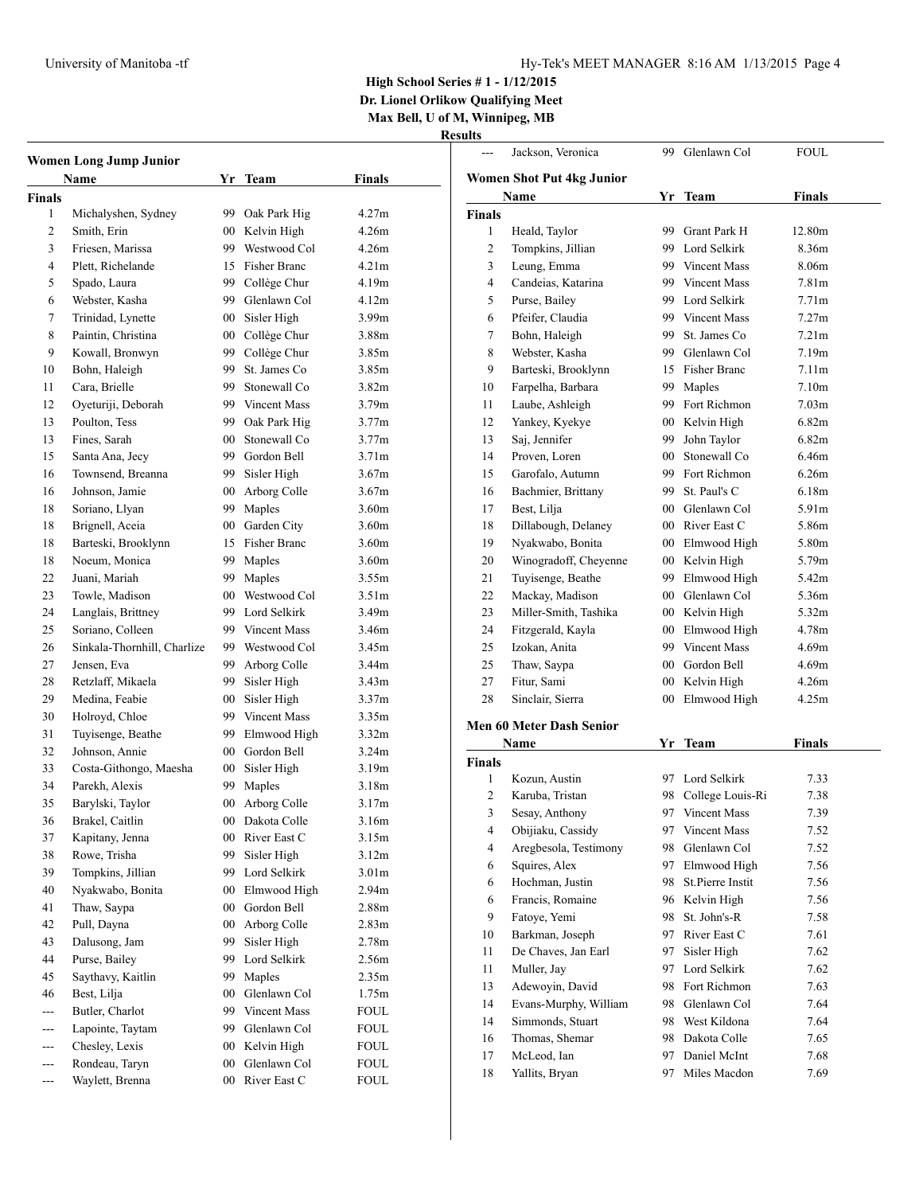**High School Series # 1 - 1/12/2015**
**Dr. Lionel Orlikow Qualifying Meet**
**Max Bell, U of M, Winnipeg, MB**
**Results**

### Women Long Jump Junior

| | Name | Yr | Team | Finals |
|---|---|---|---|---|
| **Finals** | | | | |
| 1 | Michalyshen, Sydney | 99 | Oak Park Hig | 4.27m |
| 2 | Smith, Erin | 00 | Kelvin High | 4.26m |
| 3 | Friesen, Marissa | 99 | Westwood Col | 4.26m |
| 4 | Plett, Richelande | 15 | Fisher Branc | 4.21m |
| 5 | Spado, Laura | 99 | Collège Chur | 4.19m |
| 6 | Webster, Kasha | 99 | Glenlawn Col | 4.12m |
| 7 | Trinidad, Lynette | 00 | Sisler High | 3.99m |
| 8 | Paintin, Christina | 00 | Collège Chur | 3.88m |
| 9 | Kowall, Bronwyn | 99 | Collège Chur | 3.85m |
| 10 | Bohn, Haleigh | 99 | St. James Co | 3.85m |
| 11 | Cara, Brielle | 99 | Stonewall Co | 3.82m |
| 12 | Oyeturiji, Deborah | 99 | Vincent Mass | 3.79m |
| 13 | Poulton, Tess | 99 | Oak Park Hig | 3.77m |
| 13 | Fines, Sarah | 00 | Stonewall Co | 3.77m |
| 15 | Santa Ana, Jecy | 99 | Gordon Bell | 3.71m |
| 16 | Townsend, Breanna | 99 | Sisler High | 3.67m |
| 16 | Johnson, Jamie | 00 | Arborg Colle | 3.67m |
| 18 | Soriano, Llyan | 99 | Maples | 3.60m |
| 18 | Brignell, Aceia | 00 | Garden City | 3.60m |
| 18 | Barteski, Brooklynn | 15 | Fisher Branc | 3.60m |
| 18 | Noeum, Monica | 99 | Maples | 3.60m |
| 22 | Juani, Mariah | 99 | Maples | 3.55m |
| 23 | Towle, Madison | 00 | Westwood Col | 3.51m |
| 24 | Langlais, Brittney | 99 | Lord Selkirk | 3.49m |
| 25 | Soriano, Colleen | 99 | Vincent Mass | 3.46m |
| 26 | Sinkala-Thornhill, Charlize | 99 | Westwood Col | 3.45m |
| 27 | Jensen, Eva | 99 | Arborg Colle | 3.44m |
| 28 | Retzlaff, Mikaela | 99 | Sisler High | 3.43m |
| 29 | Medina, Feabie | 00 | Sisler High | 3.37m |
| 30 | Holroyd, Chloe | 99 | Vincent Mass | 3.35m |
| 31 | Tuyisenge, Beathe | 99 | Elmwood High | 3.32m |
| 32 | Johnson, Annie | 00 | Gordon Bell | 3.24m |
| 33 | Costa-Githongo, Maesha | 00 | Sisler High | 3.19m |
| 34 | Parekh, Alexis | 99 | Maples | 3.18m |
| 35 | Barylski, Taylor | 00 | Arborg Colle | 3.17m |
| 36 | Brakel, Caitlin | 00 | Dakota Colle | 3.16m |
| 37 | Kapitany, Jenna | 00 | River East C | 3.15m |
| 38 | Rowe, Trisha | 99 | Sisler High | 3.12m |
| 39 | Tompkins, Jillian | 99 | Lord Selkirk | 3.01m |
| 40 | Nyakwabo, Bonita | 00 | Elmwood High | 2.94m |
| 41 | Thaw, Saypa | 00 | Gordon Bell | 2.88m |
| 42 | Pull, Dayna | 00 | Arborg Colle | 2.83m |
| 43 | Dalusong, Jam | 99 | Sisler High | 2.78m |
| 44 | Purse, Bailey | 99 | Lord Selkirk | 2.56m |
| 45 | Saythavy, Kaitlin | 99 | Maples | 2.35m |
| 46 | Best, Lilja | 00 | Glenlawn Col | 1.75m |
| --- | Butler, Charlot | 99 | Vincent Mass | FOUL |
| --- | Lapointe, Taytam | 99 | Glenlawn Col | FOUL |
| --- | Chesley, Lexis | 00 | Kelvin High | FOUL |
| --- | Rondeau, Taryn | 00 | Glenlawn Col | FOUL |
| --- | Waylett, Brenna | 00 | River East C | FOUL |
| --- | Jackson, Veronica | 99 | Glenlawn Col | FOUL |

### Women Shot Put 4kg Junior

| | Name | Yr | Team | Finals |
|---|---|---|---|---|
| **Finals** | | | | |
| 1 | Heald, Taylor | 99 | Grant Park H | 12.80m |
| 2 | Tompkins, Jillian | 99 | Lord Selkirk | 8.36m |
| 3 | Leung, Emma | 99 | Vincent Mass | 8.06m |
| 4 | Candeias, Katarina | 99 | Vincent Mass | 7.81m |
| 5 | Purse, Bailey | 99 | Lord Selkirk | 7.71m |
| 6 | Pfeifer, Claudia | 99 | Vincent Mass | 7.27m |
| 7 | Bohn, Haleigh | 99 | St. James Co | 7.21m |
| 8 | Webster, Kasha | 99 | Glenlawn Col | 7.19m |
| 9 | Barteski, Brooklynn | 15 | Fisher Branc | 7.11m |
| 10 | Farpelha, Barbara | 99 | Maples | 7.10m |
| 11 | Laube, Ashleigh | 99 | Fort Richmon | 7.03m |
| 12 | Yankey, Kyekye | 00 | Kelvin High | 6.82m |
| 13 | Saj, Jennifer | 99 | John Taylor | 6.82m |
| 14 | Proven, Loren | 00 | Stonewall Co | 6.46m |
| 15 | Garofalo, Autumn | 99 | Fort Richmon | 6.26m |
| 16 | Bachmier, Brittany | 99 | St. Paul's C | 6.18m |
| 17 | Best, Lilja | 00 | Glenlawn Col | 5.91m |
| 18 | Dillabough, Delaney | 00 | River East C | 5.86m |
| 19 | Nyakwabo, Bonita | 00 | Elmwood High | 5.80m |
| 20 | Winogradoff, Cheyenne | 00 | Kelvin High | 5.79m |
| 21 | Tuyisenge, Beathe | 99 | Elmwood High | 5.42m |
| 22 | Mackay, Madison | 00 | Glenlawn Col | 5.36m |
| 23 | Miller-Smith, Tashika | 00 | Kelvin High | 5.32m |
| 24 | Fitzgerald, Kayla | 00 | Elmwood High | 4.78m |
| 25 | Izokan, Anita | 99 | Vincent Mass | 4.69m |
| 25 | Thaw, Saypa | 00 | Gordon Bell | 4.69m |
| 27 | Fitur, Sami | 00 | Kelvin High | 4.26m |
| 28 | Sinclair, Sierra | 00 | Elmwood High | 4.25m |

### Men 60 Meter Dash Senior

| | Name | Yr | Team | Finals |
|---|---|---|---|---|
| **Finals** | | | | |
| 1 | Kozun, Austin | 97 | Lord Selkirk | 7.33 |
| 2 | Karuba, Tristan | 98 | College Louis-Ri | 7.38 |
| 3 | Sesay, Anthony | 97 | Vincent Mass | 7.39 |
| 4 | Obijiaku, Cassidy | 97 | Vincent Mass | 7.52 |
| 4 | Aregbesola, Testimony | 98 | Glenlawn Col | 7.52 |
| 6 | Squires, Alex | 97 | Elmwood High | 7.56 |
| 6 | Hochman, Justin | 98 | St.Pierre Instit | 7.56 |
| 6 | Francis, Romaine | 96 | Kelvin High | 7.56 |
| 9 | Fatoye, Yemi | 98 | St. John's-R | 7.58 |
| 10 | Barkman, Joseph | 97 | River East C | 7.61 |
| 11 | De Chaves, Jan Earl | 97 | Sisler High | 7.62 |
| 11 | Muller, Jay | 97 | Lord Selkirk | 7.62 |
| 13 | Adewoyin, David | 98 | Fort Richmon | 7.63 |
| 14 | Evans-Murphy, William | 98 | Glenlawn Col | 7.64 |
| 14 | Simmonds, Stuart | 98 | West Kildona | 7.64 |
| 16 | Thomas, Shemar | 98 | Dakota Colle | 7.65 |
| 17 | McLeod, Ian | 97 | Daniel McInt | 7.68 |
| 18 | Yallits, Bryan | 97 | Miles Macdon | 7.69 |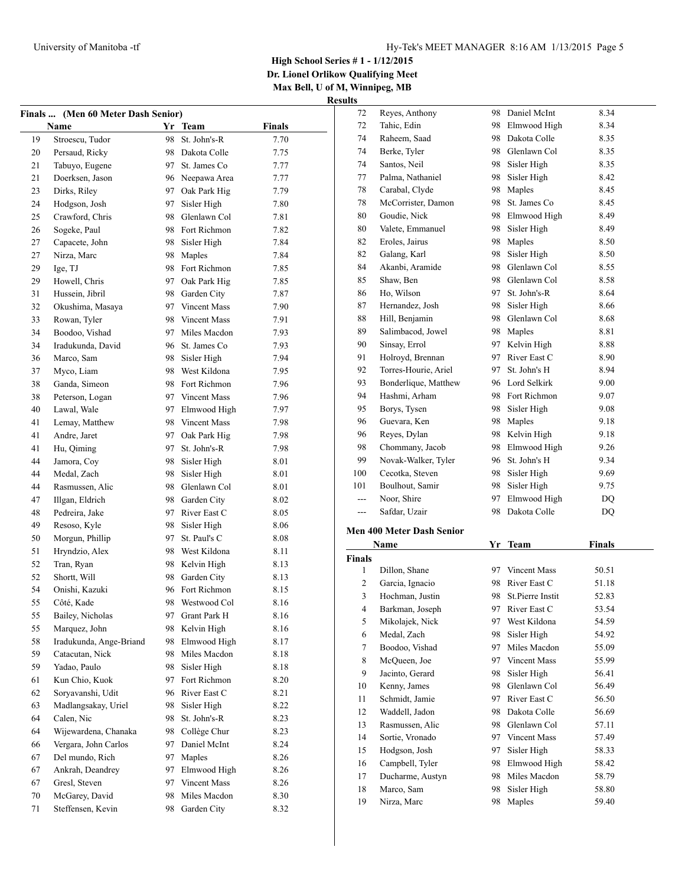**High School Series # 1 - 1/12/2015**
**Dr. Lionel Orlikow Qualifying Meet**
**Max Bell, U of M, Winnipeg, MB**
**Results**

### Finals ... (Men 60 Meter Dash Senior)

| | Name | Yr | Team | Finals |
|---|---|---|---|---|
| 19 | Stroescu, Tudor | 98 | St. John's-R | 7.70 |
| 20 | Persaud, Ricky | 98 | Dakota Colle | 7.75 |
| 21 | Tabuyo, Eugene | 97 | St. James Co | 7.77 |
| 21 | Doerksen, Jason | 96 | Neepawa Area | 7.77 |
| 23 | Dirks, Riley | 97 | Oak Park Hig | 7.79 |
| 24 | Hodgson, Josh | 97 | Sisler High | 7.80 |
| 25 | Crawford, Chris | 98 | Glenlawn Col | 7.81 |
| 26 | Sogeke, Paul | 98 | Fort Richmon | 7.82 |
| 27 | Capacete, John | 98 | Sisler High | 7.84 |
| 27 | Nirza, Marc | 98 | Maples | 7.84 |
| 29 | Ige, TJ | 98 | Fort Richmon | 7.85 |
| 29 | Howell, Chris | 97 | Oak Park Hig | 7.85 |
| 31 | Hussein, Jibril | 98 | Garden City | 7.87 |
| 32 | Okushima, Masaya | 97 | Vincent Mass | 7.90 |
| 33 | Rowan, Tyler | 98 | Vincent Mass | 7.91 |
| 34 | Boodoo, Vishad | 97 | Miles Macdon | 7.93 |
| 34 | Iradukunda, David | 96 | St. James Co | 7.93 |
| 36 | Marco, Sam | 98 | Sisler High | 7.94 |
| 37 | Myco, Liam | 98 | West Kildona | 7.95 |
| 38 | Ganda, Simeon | 98 | Fort Richmon | 7.96 |
| 38 | Peterson, Logan | 97 | Vincent Mass | 7.96 |
| 40 | Lawal, Wale | 97 | Elmwood High | 7.97 |
| 41 | Lemay, Matthew | 98 | Vincent Mass | 7.98 |
| 41 | Andre, Jaret | 97 | Oak Park Hig | 7.98 |
| 41 | Hu, Qiming | 97 | St. John's-R | 7.98 |
| 44 | Jamora, Coy | 98 | Sisler High | 8.01 |
| 44 | Medal, Zach | 98 | Sisler High | 8.01 |
| 44 | Rasmussen, Alic | 98 | Glenlawn Col | 8.01 |
| 47 | Illgan, Eldrich | 98 | Garden City | 8.02 |
| 48 | Pedreira, Jake | 97 | River East C | 8.05 |
| 49 | Resoso, Kyle | 98 | Sisler High | 8.06 |
| 50 | Morgun, Phillip | 97 | St. Paul's C | 8.08 |
| 51 | Hryndzio, Alex | 98 | West Kildona | 8.11 |
| 52 | Tran, Ryan | 98 | Kelvin High | 8.13 |
| 52 | Shortt, Will | 98 | Garden City | 8.13 |
| 54 | Onishi, Kazuki | 96 | Fort Richmon | 8.15 |
| 55 | Côté, Kade | 98 | Westwood Col | 8.16 |
| 55 | Bailey, Nicholas | 97 | Grant Park H | 8.16 |
| 55 | Marquez, John | 98 | Kelvin High | 8.16 |
| 58 | Iradukunda, Ange-Briand | 98 | Elmwood High | 8.17 |
| 59 | Catacutan, Nick | 98 | Miles Macdon | 8.18 |
| 59 | Yadao, Paulo | 98 | Sisler High | 8.18 |
| 61 | Kun Chio, Kuok | 97 | Fort Richmon | 8.20 |
| 62 | Soryavanshi, Udit | 96 | River East C | 8.21 |
| 63 | Madlangsakay, Uriel | 98 | Sisler High | 8.22 |
| 64 | Calen, Nic | 98 | St. John's-R | 8.23 |
| 64 | Wijewardena, Chanaka | 98 | Collège Chur | 8.23 |
| 66 | Vergara, John Carlos | 97 | Daniel McInt | 8.24 |
| 67 | Del mundo, Rich | 97 | Maples | 8.26 |
| 67 | Ankrah, Deandrey | 97 | Elmwood High | 8.26 |
| 67 | Gresl, Steven | 97 | Vincent Mass | 8.26 |
| 70 | McGarey, David | 98 | Miles Macdon | 8.30 |
| 71 | Steffensen, Kevin | 98 | Garden City | 8.32 |
| 72 | Reyes, Anthony | 98 | Daniel McInt | 8.34 |
| 72 | Tahic, Edin | 98 | Elmwood High | 8.34 |
| 74 | Raheem, Saad | 98 | Dakota Colle | 8.35 |
| 74 | Berke, Tyler | 98 | Glenlawn Col | 8.35 |
| 74 | Santos, Neil | 98 | Sisler High | 8.35 |
| 77 | Palma, Nathaniel | 98 | Sisler High | 8.42 |
| 78 | Carabal, Clyde | 98 | Maples | 8.45 |
| 78 | McCorrister, Damon | 98 | St. James Co | 8.45 |
| 80 | Goudie, Nick | 98 | Elmwood High | 8.49 |
| 80 | Valete, Emmanuel | 98 | Sisler High | 8.49 |
| 82 | Eroles, Jairus | 98 | Maples | 8.50 |
| 82 | Galang, Karl | 98 | Sisler High | 8.50 |
| 84 | Akanbi, Aramide | 98 | Glenlawn Col | 8.55 |
| 85 | Shaw, Ben | 98 | Glenlawn Col | 8.58 |
| 86 | Ho, Wilson | 97 | St. John's-R | 8.64 |
| 87 | Hernandez, Josh | 98 | Sisler High | 8.66 |
| 88 | Hill, Benjamin | 98 | Glenlawn Col | 8.68 |
| 89 | Salimbacod, Jowel | 98 | Maples | 8.81 |
| 90 | Sinsay, Errol | 97 | Kelvin High | 8.88 |
| 91 | Holroyd, Brennan | 97 | River East C | 8.90 |
| 92 | Torres-Hourie, Ariel | 97 | St. John's H | 8.94 |
| 93 | Bonderlique, Matthew | 96 | Lord Selkirk | 9.00 |
| 94 | Hashmi, Arham | 98 | Fort Richmon | 9.07 |
| 95 | Borys, Tysen | 98 | Sisler High | 9.08 |
| 96 | Guevara, Ken | 98 | Maples | 9.18 |
| 96 | Reyes, Dylan | 98 | Kelvin High | 9.18 |
| 98 | Chommany, Jacob | 98 | Elmwood High | 9.26 |
| 99 | Novak-Walker, Tyler | 96 | St. John's H | 9.34 |
| 100 | Cecotka, Steven | 98 | Sisler High | 9.69 |
| 101 | Boulhout, Samir | 98 | Sisler High | 9.75 |
| --- | Noor, Shire | 97 | Elmwood High | DQ |
| --- | Safdar, Uzair | 98 | Dakota Colle | DQ |

### Men 400 Meter Dash Senior

| | Name | Yr | Team | Finals |
|---|---|---|---|---|
| **Finals** | | | | |
| 1 | Dillon, Shane | 97 | Vincent Mass | 50.51 |
| 2 | Garcia, Ignacio | 98 | River East C | 51.18 |
| 3 | Hochman, Justin | 98 | St.Pierre Instit | 52.83 |
| 4 | Barkman, Joseph | 97 | River East C | 53.54 |
| 5 | Mikolajek, Nick | 97 | West Kildona | 54.59 |
| 6 | Medal, Zach | 98 | Sisler High | 54.92 |
| 7 | Boodoo, Vishad | 97 | Miles Macdon | 55.09 |
| 8 | McQueen, Joe | 97 | Vincent Mass | 55.99 |
| 9 | Jacinto, Gerard | 98 | Sisler High | 56.41 |
| 10 | Kenny, James | 98 | Glenlawn Col | 56.49 |
| 11 | Schmidt, Jamie | 97 | River East C | 56.50 |
| 12 | Waddell, Jadon | 98 | Dakota Colle | 56.69 |
| 13 | Rasmussen, Alic | 98 | Glenlawn Col | 57.11 |
| 14 | Sortie, Vronado | 97 | Vincent Mass | 57.49 |
| 15 | Hodgson, Josh | 97 | Sisler High | 58.33 |
| 16 | Campbell, Tyler | 98 | Elmwood High | 58.42 |
| 17 | Ducharme, Austyn | 98 | Miles Macdon | 58.79 |
| 18 | Marco, Sam | 98 | Sisler High | 58.80 |
| 19 | Nirza, Marc | 98 | Maples | 59.40 |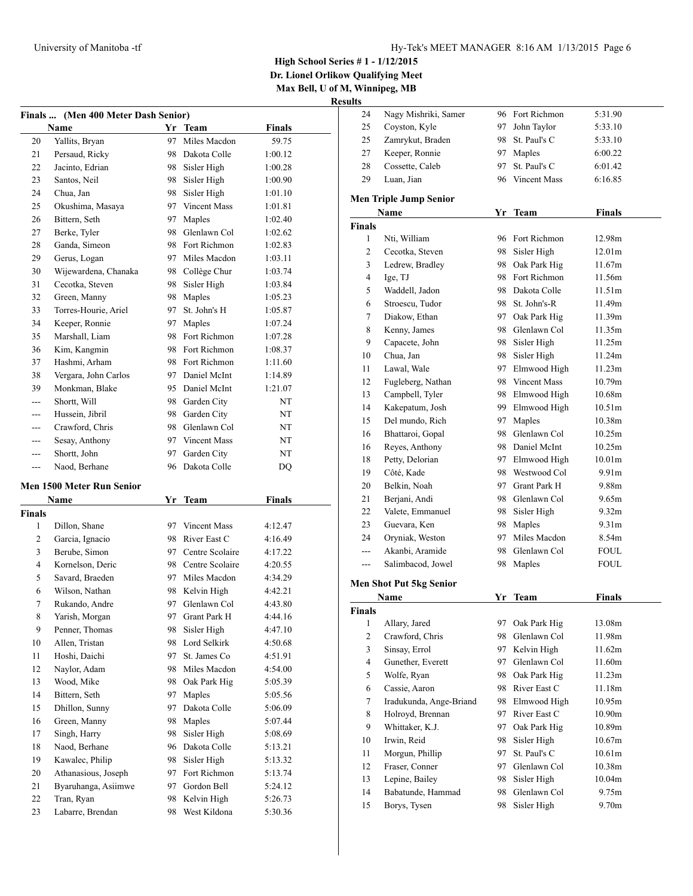**High School Series # 1 - 1/12/2015**
**Dr. Lionel Orlikow Qualifying Meet**
**Max Bell, U of M, Winnipeg, MB**
**Results**

### Finals ... (Men 400 Meter Dash Senior)

| | Name | Yr | Team | Finals |
|---|---|---|---|---|
| 20 | Yallits, Bryan | 97 | Miles Macdon | 59.75 |
| 21 | Persaud, Ricky | 98 | Dakota Colle | 1:00.12 |
| 22 | Jacinto, Edrian | 98 | Sisler High | 1:00.28 |
| 23 | Santos, Neil | 98 | Sisler High | 1:00.90 |
| 24 | Chua, Jan | 98 | Sisler High | 1:01.10 |
| 25 | Okushima, Masaya | 97 | Vincent Mass | 1:01.81 |
| 26 | Bittern, Seth | 97 | Maples | 1:02.40 |
| 27 | Berke, Tyler | 98 | Glenlawn Col | 1:02.62 |
| 28 | Ganda, Simeon | 98 | Fort Richmon | 1:02.83 |
| 29 | Gerus, Logan | 97 | Miles Macdon | 1:03.11 |
| 30 | Wijewardena, Chanaka | 98 | Collège Chur | 1:03.74 |
| 31 | Cecotka, Steven | 98 | Sisler High | 1:03.84 |
| 32 | Green, Manny | 98 | Maples | 1:05.23 |
| 33 | Torres-Hourie, Ariel | 97 | St. John's H | 1:05.87 |
| 34 | Keeper, Ronnie | 97 | Maples | 1:07.24 |
| 35 | Marshall, Liam | 98 | Fort Richmon | 1:07.28 |
| 36 | Kim, Kangmin | 98 | Fort Richmon | 1:08.37 |
| 37 | Hashmi, Arham | 98 | Fort Richmon | 1:11.60 |
| 38 | Vergara, John Carlos | 97 | Daniel McInt | 1:14.89 |
| 39 | Monkman, Blake | 95 | Daniel McInt | 1:21.07 |
| --- | Shortt, Will | 98 | Garden City | NT |
| --- | Hussein, Jibril | 98 | Garden City | NT |
| --- | Crawford, Chris | 98 | Glenlawn Col | NT |
| --- | Sesay, Anthony | 97 | Vincent Mass | NT |
| --- | Shortt, John | 97 | Garden City | NT |
| --- | Naod, Berhane | 96 | Dakota Colle | DQ |

### Men 1500 Meter Run Senior

| | Name | Yr | Team | Finals |
|---|---|---|---|---|
| **Finals** | | | | |
| 1 | Dillon, Shane | 97 | Vincent Mass | 4:12.47 |
| 2 | Garcia, Ignacio | 98 | River East C | 4:16.49 |
| 3 | Berube, Simon | 97 | Centre Scolaire | 4:17.22 |
| 4 | Kornelson, Deric | 98 | Centre Scolaire | 4:20.55 |
| 5 | Savard, Braeden | 97 | Miles Macdon | 4:34.29 |
| 6 | Wilson, Nathan | 98 | Kelvin High | 4:42.21 |
| 7 | Rukando, Andre | 97 | Glenlawn Col | 4:43.80 |
| 8 | Yarish, Morgan | 97 | Grant Park H | 4:44.16 |
| 9 | Penner, Thomas | 98 | Sisler High | 4:47.10 |
| 10 | Allen, Tristan | 98 | Lord Selkirk | 4:50.68 |
| 11 | Hoshi, Daichi | 97 | St. James Co | 4:51.91 |
| 12 | Naylor, Adam | 98 | Miles Macdon | 4:54.00 |
| 13 | Wood, Mike | 98 | Oak Park Hig | 5:05.39 |
| 14 | Bittern, Seth | 97 | Maples | 5:05.56 |
| 15 | Dhillon, Sunny | 97 | Dakota Colle | 5:06.09 |
| 16 | Green, Manny | 98 | Maples | 5:07.44 |
| 17 | Singh, Harry | 98 | Sisler High | 5:08.69 |
| 18 | Naod, Berhane | 96 | Dakota Colle | 5:13.21 |
| 19 | Kawalec, Philip | 98 | Sisler High | 5:13.32 |
| 20 | Athanasious, Joseph | 97 | Fort Richmon | 5:13.74 |
| 21 | Byaruhanga, Asiimwe | 97 | Gordon Bell | 5:24.12 |
| 22 | Tran, Ryan | 98 | Kelvin High | 5:26.73 |
| 23 | Labarre, Brendan | 98 | West Kildona | 5:30.36 |
| 24 | Nagy Mishriki, Samer | 96 | Fort Richmon | 5:31.90 |
| 25 | Coyston, Kyle | 97 | John Taylor | 5:33.10 |
| 25 | Zamrykut, Braden | 98 | St. Paul's C | 5:33.10 |
| 27 | Keeper, Ronnie | 97 | Maples | 6:00.22 |
| 28 | Cossette, Caleb | 97 | St. Paul's C | 6:01.42 |
| 29 | Luan, Jian | 96 | Vincent Mass | 6:16.85 |

### Men Triple Jump Senior

| | Name | Yr | Team | Finals |
|---|---|---|---|---|
| **Finals** | | | | |
| 1 | Nti, William | 96 | Fort Richmon | 12.98m |
| 2 | Cecotka, Steven | 98 | Sisler High | 12.01m |
| 3 | Ledrew, Bradley | 98 | Oak Park Hig | 11.67m |
| 4 | Ige, TJ | 98 | Fort Richmon | 11.56m |
| 5 | Waddell, Jadon | 98 | Dakota Colle | 11.51m |
| 6 | Stroescu, Tudor | 98 | St. John's-R | 11.49m |
| 7 | Diakow, Ethan | 97 | Oak Park Hig | 11.39m |
| 8 | Kenny, James | 98 | Glenlawn Col | 11.35m |
| 9 | Capacete, John | 98 | Sisler High | 11.25m |
| 10 | Chua, Jan | 98 | Sisler High | 11.24m |
| 11 | Lawal, Wale | 97 | Elmwood High | 11.23m |
| 12 | Fugleberg, Nathan | 98 | Vincent Mass | 10.79m |
| 13 | Campbell, Tyler | 98 | Elmwood High | 10.68m |
| 14 | Kakepatum, Josh | 99 | Elmwood High | 10.51m |
| 15 | Del mundo, Rich | 97 | Maples | 10.38m |
| 16 | Bhattaroi, Gopal | 98 | Glenlawn Col | 10.25m |
| 16 | Reyes, Anthony | 98 | Daniel McInt | 10.25m |
| 18 | Petty, Delorian | 97 | Elmwood High | 10.01m |
| 19 | Côté, Kade | 98 | Westwood Col | 9.91m |
| 20 | Belkin, Noah | 97 | Grant Park H | 9.88m |
| 21 | Berjani, Andi | 98 | Glenlawn Col | 9.65m |
| 22 | Valete, Emmanuel | 98 | Sisler High | 9.32m |
| 23 | Guevara, Ken | 98 | Maples | 9.31m |
| 24 | Oryniak, Weston | 97 | Miles Macdon | 8.54m |
| --- | Akanbi, Aramide | 98 | Glenlawn Col | FOUL |
| --- | Salimbacod, Jowel | 98 | Maples | FOUL |

### Men Shot Put 5kg Senior

| | Name | Yr | Team | Finals |
|---|---|---|---|---|
| **Finals** | | | | |
| 1 | Allary, Jared | 97 | Oak Park Hig | 13.08m |
| 2 | Crawford, Chris | 98 | Glenlawn Col | 11.98m |
| 3 | Sinsay, Errol | 97 | Kelvin High | 11.62m |
| 4 | Gunether, Everett | 97 | Glenlawn Col | 11.60m |
| 5 | Wolfe, Ryan | 98 | Oak Park Hig | 11.23m |
| 6 | Cassie, Aaron | 98 | River East C | 11.18m |
| 7 | Iradukunda, Ange-Briand | 98 | Elmwood High | 10.95m |
| 8 | Holroyd, Brennan | 97 | River East C | 10.90m |
| 9 | Whittaker, K.J. | 97 | Oak Park Hig | 10.89m |
| 10 | Irwin, Reid | 98 | Sisler High | 10.67m |
| 11 | Morgun, Phillip | 97 | St. Paul's C | 10.61m |
| 12 | Fraser, Conner | 97 | Glenlawn Col | 10.38m |
| 13 | Lepine, Bailey | 98 | Sisler High | 10.04m |
| 14 | Babatunde, Hammad | 98 | Glenlawn Col | 9.75m |
| 15 | Borys, Tysen | 98 | Sisler High | 9.70m |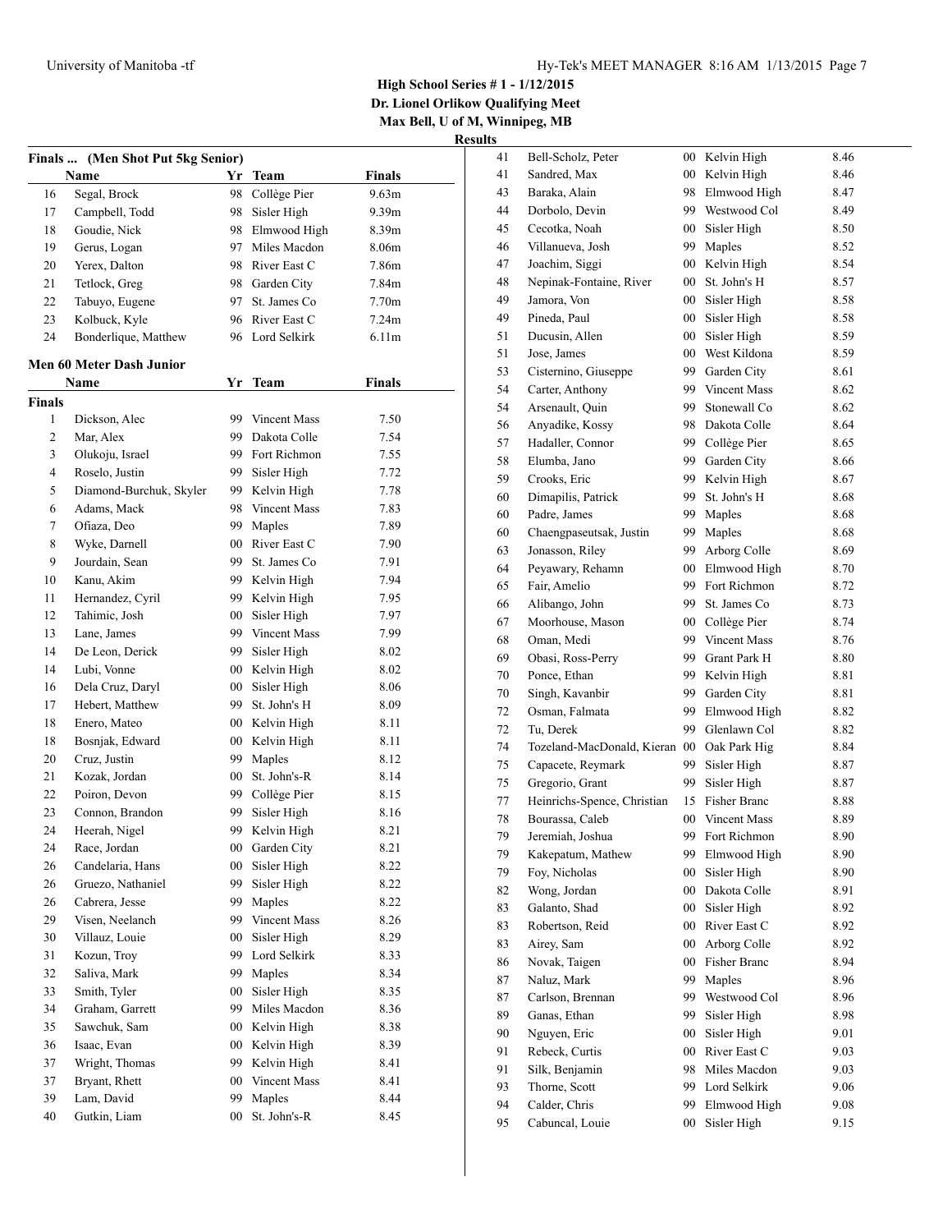## High School Series # 1 - 1/12/2015
## Dr. Lionel Orlikow Qualifying Meet
## Max Bell, U of M, Winnipeg, MB

### Results

**Finals ... (Men Shot Put 5kg Senior)**

| | Name | Yr | Team | Finals |
|---|---|---|---|---|
| 16 | Segal, Brock | 98 | Collège Pier | 9.63m |
| 17 | Campbell, Todd | 98 | Sisler High | 9.39m |
| 18 | Goudie, Nick | 98 | Elmwood High | 8.39m |
| 19 | Gerus, Logan | 97 | Miles Macdon | 8.06m |
| 20 | Yerex, Dalton | 98 | River East C | 7.86m |
| 21 | Tetlock, Greg | 98 | Garden City | 7.84m |
| 22 | Tabuyo, Eugene | 97 | St. James Co | 7.70m |
| 23 | Kolbuck, Kyle | 96 | River East C | 7.24m |
| 24 | Bonderlique, Matthew | 96 | Lord Selkirk | 6.11m |

**Men 60 Meter Dash Junior**

| | Name | Yr | Team | Finals |
|---|---|---|---|---|
| **Finals** | | | | |
| 1 | Dickson, Alec | 99 | Vincent Mass | 7.50 |
| 2 | Mar, Alex | 99 | Dakota Colle | 7.54 |
| 3 | Olukoju, Israel | 99 | Fort Richmon | 7.55 |
| 4 | Roselo, Justin | 99 | Sisler High | 7.72 |
| 5 | Diamond-Burchuk, Skyler | 99 | Kelvin High | 7.78 |
| 6 | Adams, Mack | 98 | Vincent Mass | 7.83 |
| 7 | Ofiaza, Deo | 99 | Maples | 7.89 |
| 8 | Wyke, Darnell | 00 | River East C | 7.90 |
| 9 | Jourdain, Sean | 99 | St. James Co | 7.91 |
| 10 | Kanu, Akim | 99 | Kelvin High | 7.94 |
| 11 | Hernandez, Cyril | 99 | Kelvin High | 7.95 |
| 12 | Tahimic, Josh | 00 | Sisler High | 7.97 |
| 13 | Lane, James | 99 | Vincent Mass | 7.99 |
| 14 | De Leon, Derick | 99 | Sisler High | 8.02 |
| 14 | Lubi, Vonne | 00 | Kelvin High | 8.02 |
| 16 | Dela Cruz, Daryl | 00 | Sisler High | 8.06 |
| 17 | Hebert, Matthew | 99 | St. John's H | 8.09 |
| 18 | Enero, Mateo | 00 | Kelvin High | 8.11 |
| 18 | Bosnjak, Edward | 00 | Kelvin High | 8.11 |
| 20 | Cruz, Justin | 99 | Maples | 8.12 |
| 21 | Kozak, Jordan | 00 | St. John's-R | 8.14 |
| 22 | Poiron, Devon | 99 | Collège Pier | 8.15 |
| 23 | Connon, Brandon | 99 | Sisler High | 8.16 |
| 24 | Heerah, Nigel | 99 | Kelvin High | 8.21 |
| 24 | Race, Jordan | 00 | Garden City | 8.21 |
| 26 | Candelaria, Hans | 00 | Sisler High | 8.22 |
| 26 | Gruezo, Nathaniel | 99 | Sisler High | 8.22 |
| 26 | Cabrera, Jesse | 99 | Maples | 8.22 |
| 29 | Visen, Neelanch | 99 | Vincent Mass | 8.26 |
| 30 | Villaux, Louie | 00 | Sisler High | 8.29 |
| 31 | Kozun, Troy | 99 | Lord Selkirk | 8.33 |
| 32 | Saliva, Mark | 99 | Maples | 8.34 |
| 33 | Smith, Tyler | 00 | Sisler High | 8.35 |
| 34 | Graham, Garrett | 99 | Miles Macdon | 8.36 |
| 35 | Sawchuk, Sam | 00 | Kelvin High | 8.38 |
| 36 | Isaac, Evan | 00 | Kelvin High | 8.39 |
| 37 | Wright, Thomas | 99 | Kelvin High | 8.41 |
| 37 | Bryant, Rhett | 00 | Vincent Mass | 8.41 |
| 39 | Lam, David | 99 | Maples | 8.44 |
| 40 | Gutkin, Liam | 00 | St. John's-R | 8.45 |
| 41 | Bell-Scholz, Peter | 00 | Kelvin High | 8.46 |
| 41 | Sandred, Max | 00 | Kelvin High | 8.46 |
| 43 | Baraka, Alain | 98 | Elmwood High | 8.47 |
| 44 | Dorbolo, Devin | 99 | Westwood Col | 8.49 |
| 45 | Cecotka, Noah | 00 | Sisler High | 8.50 |
| 46 | Villanueva, Josh | 99 | Maples | 8.52 |
| 47 | Joachim, Siggi | 00 | Kelvin High | 8.54 |
| 48 | Nepinak-Fontaine, River | 00 | St. John's H | 8.57 |
| 49 | Jamora, Von | 00 | Sisler High | 8.58 |
| 49 | Pineda, Paul | 00 | Sisler High | 8.58 |
| 51 | Ducusin, Allen | 00 | Sisler High | 8.59 |
| 51 | Jose, James | 00 | West Kildona | 8.59 |
| 53 | Cisternino, Giuseppe | 99 | Garden City | 8.61 |
| 54 | Carter, Anthony | 99 | Vincent Mass | 8.62 |
| 54 | Arsenault, Quin | 99 | Stonewall Co | 8.62 |
| 56 | Anyadike, Kossy | 98 | Dakota Colle | 8.64 |
| 57 | Hadaller, Connor | 99 | Collège Pier | 8.65 |
| 58 | Elumba, Jano | 99 | Garden City | 8.66 |
| 59 | Crooks, Eric | 99 | Kelvin High | 8.67 |
| 60 | Dimapilis, Patrick | 99 | St. John's H | 8.68 |
| 60 | Padre, James | 99 | Maples | 8.68 |
| 60 | Chaengpaseutsak, Justin | 99 | Maples | 8.68 |
| 63 | Jonasson, Riley | 99 | Arborg Colle | 8.69 |
| 64 | Peyawary, Rehamn | 00 | Elmwood High | 8.70 |
| 65 | Fair, Amelio | 99 | Fort Richmon | 8.72 |
| 66 | Alibango, John | 99 | St. James Co | 8.73 |
| 67 | Moorhouse, Mason | 00 | Collège Pier | 8.74 |
| 68 | Oman, Medi | 99 | Vincent Mass | 8.76 |
| 69 | Obasi, Ross-Perry | 99 | Grant Park H | 8.80 |
| 70 | Ponce, Ethan | 99 | Kelvin High | 8.81 |
| 70 | Singh, Kavanbir | 99 | Garden City | 8.81 |
| 72 | Osman, Falmata | 99 | Elmwood High | 8.82 |
| 72 | Tu, Derek | 99 | Glenlawn Col | 8.82 |
| 74 | Tozeland-MacDonald, Kieran | 00 | Oak Park Hig | 8.84 |
| 75 | Capacete, Reymark | 99 | Sisler High | 8.87 |
| 75 | Gregorio, Grant | 99 | Sisler High | 8.87 |
| 77 | Heinrichs-Spence, Christian | 15 | Fisher Branc | 8.88 |
| 78 | Bourassa, Caleb | 00 | Vincent Mass | 8.89 |
| 79 | Jeremiah, Joshua | 99 | Fort Richmon | 8.90 |
| 79 | Kakepatum, Mathew | 99 | Elmwood High | 8.90 |
| 79 | Foy, Nicholas | 00 | Sisler High | 8.90 |
| 82 | Wong, Jordan | 00 | Dakota Colle | 8.91 |
| 83 | Galanto, Shad | 00 | Sisler High | 8.92 |
| 83 | Robertson, Reid | 00 | River East C | 8.92 |
| 83 | Airey, Sam | 00 | Arborg Colle | 8.92 |
| 86 | Novak, Taigen | 00 | Fisher Branc | 8.94 |
| 87 | Naluz, Mark | 99 | Maples | 8.96 |
| 87 | Carlson, Brennan | 99 | Westwood Col | 8.96 |
| 89 | Ganas, Ethan | 99 | Sisler High | 8.98 |
| 90 | Nguyen, Eric | 00 | Sisler High | 9.01 |
| 91 | Rebeck, Curtis | 00 | River East C | 9.03 |
| 91 | Silk, Benjamin | 98 | Miles Macdon | 9.03 |
| 93 | Thorne, Scott | 99 | Lord Selkirk | 9.06 |
| 94 | Calder, Chris | 99 | Elmwood High | 9.08 |
| 95 | Cabuncal, Louie | 00 | Sisler High | 9.15 |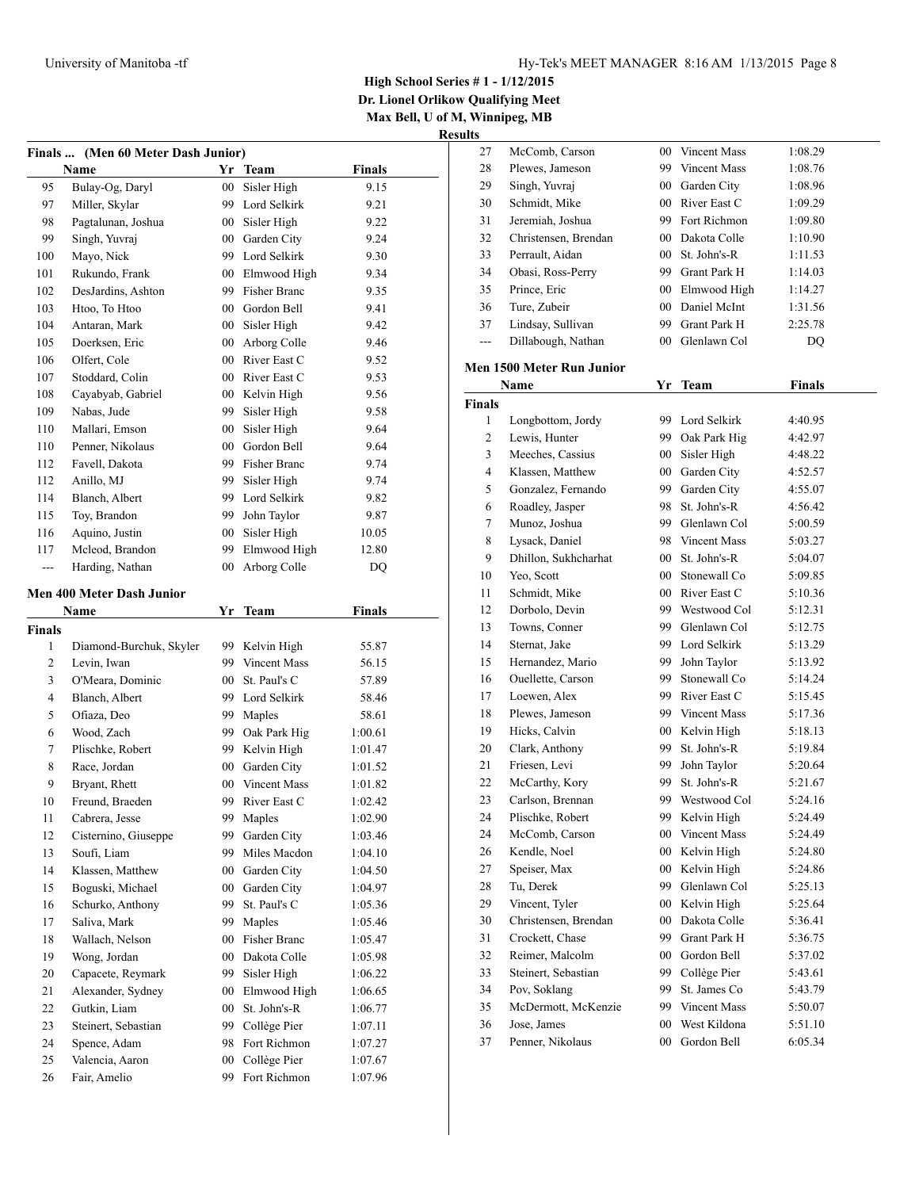**High School Series # 1 - 1/12/2015**
**Dr. Lionel Orlikow Qualifying Meet**
**Max Bell, U of M, Winnipeg, MB**
**Results**

### Finals ... (Men 60 Meter Dash Junior)

| | Name | Yr | Team | Finals |
|---|---|---|---|---|
| 95 | Bulay-Og, Daryl | 00 | Sisler High | 9.15 |
| 97 | Miller, Skylar | 99 | Lord Selkirk | 9.21 |
| 98 | Pagtalunan, Joshua | 00 | Sisler High | 9.22 |
| 99 | Singh, Yuvraj | 00 | Garden City | 9.24 |
| 100 | Mayo, Nick | 99 | Lord Selkirk | 9.30 |
| 101 | Rukundo, Frank | 00 | Elmwood High | 9.34 |
| 102 | DesJardins, Ashton | 99 | Fisher Branc | 9.35 |
| 103 | Htoo, To Htoo | 00 | Gordon Bell | 9.41 |
| 104 | Antaran, Mark | 00 | Sisler High | 9.42 |
| 105 | Doerksen, Eric | 00 | Arborg Colle | 9.46 |
| 106 | Olfert, Cole | 00 | River East C | 9.52 |
| 107 | Stoddard, Colin | 00 | River East C | 9.53 |
| 108 | Cayabyab, Gabriel | 00 | Kelvin High | 9.56 |
| 109 | Nabas, Jude | 99 | Sisler High | 9.58 |
| 110 | Mallari, Emson | 00 | Sisler High | 9.64 |
| 110 | Penner, Nikolaus | 00 | Gordon Bell | 9.64 |
| 112 | Favell, Dakota | 99 | Fisher Branc | 9.74 |
| 112 | Anillo, MJ | 99 | Sisler High | 9.74 |
| 114 | Blanch, Albert | 99 | Lord Selkirk | 9.82 |
| 115 | Toy, Brandon | 99 | John Taylor | 9.87 |
| 116 | Aquino, Justin | 00 | Sisler High | 10.05 |
| 117 | Mcleod, Brandon | 99 | Elmwood High | 12.80 |
| --- | Harding, Nathan | 00 | Arborg Colle | DQ |

### Men 400 Meter Dash Junior

| | Name | Yr | Team | Finals |
|---|---|---|---|---|
| **Finals** | | | | |
| 1 | Diamond-Burchuk, Skyler | 99 | Kelvin High | 55.87 |
| 2 | Levin, Iwan | 99 | Vincent Mass | 56.15 |
| 3 | O'Meara, Dominic | 00 | St. Paul's C | 57.89 |
| 4 | Blanch, Albert | 99 | Lord Selkirk | 58.46 |
| 5 | Ofiaza, Deo | 99 | Maples | 58.61 |
| 6 | Wood, Zach | 99 | Oak Park Hig | 1:00.61 |
| 7 | Plischke, Robert | 99 | Kelvin High | 1:01.47 |
| 8 | Race, Jordan | 00 | Garden City | 1:01.52 |
| 9 | Bryant, Rhett | 00 | Vincent Mass | 1:01.82 |
| 10 | Freund, Braeden | 99 | River East C | 1:02.42 |
| 11 | Cabrera, Jesse | 99 | Maples | 1:02.90 |
| 12 | Cisternino, Giuseppe | 99 | Garden City | 1:03.46 |
| 13 | Soufi, Liam | 99 | Miles Macdon | 1:04.10 |
| 14 | Klassen, Matthew | 00 | Garden City | 1:04.50 |
| 15 | Boguski, Michael | 00 | Garden City | 1:04.97 |
| 16 | Schurko, Anthony | 99 | St. Paul's C | 1:05.36 |
| 17 | Saliva, Mark | 99 | Maples | 1:05.46 |
| 18 | Wallach, Nelson | 00 | Fisher Branc | 1:05.47 |
| 19 | Wong, Jordan | 00 | Dakota Colle | 1:05.98 |
| 20 | Capacete, Reymark | 99 | Sisler High | 1:06.22 |
| 21 | Alexander, Sydney | 00 | Elmwood High | 1:06.65 |
| 22 | Gutkin, Liam | 00 | St. John's-R | 1:06.77 |
| 23 | Steinert, Sebastian | 99 | Collège Pier | 1:07.11 |
| 24 | Spence, Adam | 98 | Fort Richmon | 1:07.27 |
| 25 | Valencia, Aaron | 00 | Collège Pier | 1:07.67 |
| 26 | Fair, Amelio | 99 | Fort Richmon | 1:07.96 |
| 27 | McComb, Carson | 00 | Vincent Mass | 1:08.29 |
| 28 | Plewes, Jameson | 99 | Vincent Mass | 1:08.76 |
| 29 | Singh, Yuvraj | 00 | Garden City | 1:08.96 |
| 30 | Schmidt, Mike | 00 | River East C | 1:09.29 |
| 31 | Jeremiah, Joshua | 99 | Fort Richmon | 1:09.80 |
| 32 | Christensen, Brendan | 00 | Dakota Colle | 1:10.90 |
| 33 | Perrault, Aidan | 00 | St. John's-R | 1:11.53 |
| 34 | Obasi, Ross-Perry | 99 | Grant Park H | 1:14.03 |
| 35 | Prince, Eric | 00 | Elmwood High | 1:14.27 |
| 36 | Ture, Zubeir | 00 | Daniel McInt | 1:31.56 |
| 37 | Lindsay, Sullivan | 99 | Grant Park H | 2:25.78 |
| --- | Dillabough, Nathan | 00 | Glenlawn Col | DQ |

### Men 1500 Meter Run Junior

| | Name | Yr | Team | Finals |
|---|---|---|---|---|
| **Finals** | | | | |
| 1 | Longbottom, Jordy | 99 | Lord Selkirk | 4:40.95 |
| 2 | Lewis, Hunter | 99 | Oak Park Hig | 4:42.97 |
| 3 | Meeches, Cassius | 00 | Sisler High | 4:48.22 |
| 4 | Klassen, Matthew | 00 | Garden City | 4:52.57 |
| 5 | Gonzalez, Fernando | 99 | Garden City | 4:55.07 |
| 6 | Roadley, Jasper | 98 | St. John's-R | 4:56.42 |
| 7 | Munoz, Joshua | 99 | Glenlawn Col | 5:00.59 |
| 8 | Lysack, Daniel | 98 | Vincent Mass | 5:03.27 |
| 9 | Dhillon, Sukhcharhat | 00 | St. John's-R | 5:04.07 |
| 10 | Yeo, Scott | 00 | Stonewall Co | 5:09.85 |
| 11 | Schmidt, Mike | 00 | River East C | 5:10.36 |
| 12 | Dorbolo, Devin | 99 | Westwood Col | 5:12.31 |
| 13 | Towns, Conner | 99 | Glenlawn Col | 5:12.75 |
| 14 | Sternat, Jake | 99 | Lord Selkirk | 5:13.29 |
| 15 | Hernandez, Mario | 99 | John Taylor | 5:13.92 |
| 16 | Ouellette, Carson | 99 | Stonewall Co | 5:14.24 |
| 17 | Loewen, Alex | 99 | River East C | 5:15.45 |
| 18 | Plewes, Jameson | 99 | Vincent Mass | 5:17.36 |
| 19 | Hicks, Calvin | 00 | Kelvin High | 5:18.13 |
| 20 | Clark, Anthony | 99 | St. John's-R | 5:19.84 |
| 21 | Friesen, Levi | 99 | John Taylor | 5:20.64 |
| 22 | McCarthy, Kory | 99 | St. John's-R | 5:21.67 |
| 23 | Carlson, Brennan | 99 | Westwood Col | 5:24.16 |
| 24 | Plischke, Robert | 99 | Kelvin High | 5:24.49 |
| 24 | McComb, Carson | 00 | Vincent Mass | 5:24.49 |
| 26 | Kendle, Noel | 00 | Kelvin High | 5:24.80 |
| 27 | Speiser, Max | 00 | Kelvin High | 5:24.86 |
| 28 | Tu, Derek | 99 | Glenlawn Col | 5:25.13 |
| 29 | Vincent, Tyler | 00 | Kelvin High | 5:25.64 |
| 30 | Christensen, Brendan | 00 | Dakota Colle | 5:36.41 |
| 31 | Crockett, Chase | 99 | Grant Park H | 5:36.75 |
| 32 | Reimer, Malcolm | 00 | Gordon Bell | 5:37.02 |
| 33 | Steinert, Sebastian | 99 | Collège Pier | 5:43.61 |
| 34 | Pov, Soklang | 99 | St. James Co | 5:43.79 |
| 35 | McDermott, McKenzie | 99 | Vincent Mass | 5:50.07 |
| 36 | Jose, James | 00 | West Kildona | 5:51.10 |
| 37 | Penner, Nikolaus | 00 | Gordon Bell | 6:05.34 |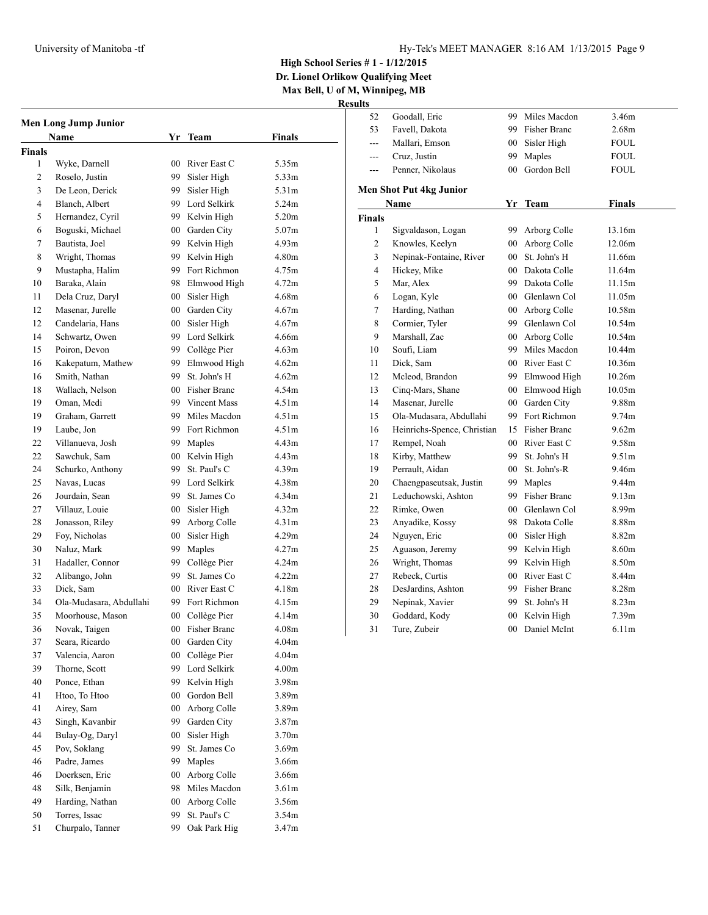**High School Series # 1 - 1/12/2015**
**Dr. Lionel Orlikow Qualifying Meet**
**Max Bell, U of M, Winnipeg, MB**
**Results**

### Men Long Jump Junior

| | Name | Yr | Team | Finals |
|---|---|---|---|---|
| **Finals** | | | | |
| 1 | Wyke, Darnell | 00 | River East C | 5.35m |
| 2 | Roselo, Justin | 99 | Sisler High | 5.33m |
| 3 | De Leon, Derick | 99 | Sisler High | 5.31m |
| 4 | Blanch, Albert | 99 | Lord Selkirk | 5.24m |
| 5 | Hernandez, Cyril | 99 | Kelvin High | 5.20m |
| 6 | Boguski, Michael | 00 | Garden City | 5.07m |
| 7 | Bautista, Joel | 99 | Kelvin High | 4.93m |
| 8 | Wright, Thomas | 99 | Kelvin High | 4.80m |
| 9 | Mustapha, Halim | 99 | Fort Richmon | 4.75m |
| 10 | Baraka, Alain | 98 | Elmwood High | 4.72m |
| 11 | Dela Cruz, Daryl | 00 | Sisler High | 4.68m |
| 12 | Masenar, Jurelle | 00 | Garden City | 4.67m |
| 12 | Candelaria, Hans | 00 | Sisler High | 4.67m |
| 14 | Schwartz, Owen | 99 | Lord Selkirk | 4.66m |
| 15 | Poiron, Devon | 99 | Collège Pier | 4.63m |
| 16 | Kakepatum, Mathew | 99 | Elmwood High | 4.62m |
| 16 | Smith, Nathan | 99 | St. John's H | 4.62m |
| 18 | Wallach, Nelson | 00 | Fisher Branc | 4.54m |
| 19 | Oman, Medi | 99 | Vincent Mass | 4.51m |
| 19 | Graham, Garrett | 99 | Miles Macdon | 4.51m |
| 19 | Laube, Jon | 99 | Fort Richmon | 4.51m |
| 22 | Villanueva, Josh | 99 | Maples | 4.43m |
| 22 | Sawchuk, Sam | 00 | Kelvin High | 4.43m |
| 24 | Schurko, Anthony | 99 | St. Paul's C | 4.39m |
| 25 | Navas, Lucas | 99 | Lord Selkirk | 4.38m |
| 26 | Jourdain, Sean | 99 | St. James Co | 4.34m |
| 27 | Villauz, Louie | 00 | Sisler High | 4.32m |
| 28 | Jonasson, Riley | 99 | Arborg Colle | 4.31m |
| 29 | Foy, Nicholas | 00 | Sisler High | 4.29m |
| 30 | Naluz, Mark | 99 | Maples | 4.27m |
| 31 | Hadaller, Connor | 99 | Collège Pier | 4.24m |
| 32 | Alibango, John | 99 | St. James Co | 4.22m |
| 33 | Dick, Sam | 00 | River East C | 4.18m |
| 34 | Ola-Mudasara, Abdullahi | 99 | Fort Richmon | 4.15m |
| 35 | Moorhouse, Mason | 00 | Collège Pier | 4.14m |
| 36 | Novak, Taigen | 00 | Fisher Branc | 4.08m |
| 37 | Seara, Ricardo | 00 | Garden City | 4.04m |
| 37 | Valencia, Aaron | 00 | Collège Pier | 4.04m |
| 39 | Thorne, Scott | 99 | Lord Selkirk | 4.00m |
| 40 | Ponce, Ethan | 99 | Kelvin High | 3.98m |
| 41 | Htoo, To Htoo | 00 | Gordon Bell | 3.89m |
| 41 | Airey, Sam | 00 | Arborg Colle | 3.89m |
| 43 | Singh, Kavanbir | 99 | Garden City | 3.87m |
| 44 | Bulay-Og, Daryl | 00 | Sisler High | 3.70m |
| 45 | Pov, Soklang | 99 | St. James Co | 3.69m |
| 46 | Padre, James | 99 | Maples | 3.66m |
| 46 | Doerksen, Eric | 00 | Arborg Colle | 3.66m |
| 48 | Silk, Benjamin | 98 | Miles Macdon | 3.61m |
| 49 | Harding, Nathan | 00 | Arborg Colle | 3.56m |
| 50 | Torres, Issac | 99 | St. Paul's C | 3.54m |
| 51 | Churpalo, Tanner | 99 | Oak Park Hig | 3.47m |
| 52 | Goodall, Eric | 99 | Miles Macdon | 3.46m |
| 53 | Favell, Dakota | 99 | Fisher Branc | 2.68m |
| --- | Mallari, Emson | 00 | Sisler High | FOUL |
| --- | Cruz, Justin | 99 | Maples | FOUL |
| --- | Penner, Nikolaus | 00 | Gordon Bell | FOUL |

### Men Shot Put 4kg Junior

| | Name | Yr | Team | Finals |
|---|---|---|---|---|
| **Finals** | | | | |
| 1 | Sigvaldason, Logan | 99 | Arborg Colle | 13.16m |
| 2 | Knowles, Keelyn | 00 | Arborg Colle | 12.06m |
| 3 | Nepinak-Fontaine, River | 00 | St. John's H | 11.66m |
| 4 | Hickey, Mike | 00 | Dakota Colle | 11.64m |
| 5 | Mar, Alex | 99 | Dakota Colle | 11.15m |
| 6 | Logan, Kyle | 00 | Glenlawn Col | 11.05m |
| 7 | Harding, Nathan | 00 | Arborg Colle | 10.58m |
| 8 | Cormier, Tyler | 99 | Glenlawn Col | 10.54m |
| 9 | Marshall, Zac | 00 | Arborg Colle | 10.54m |
| 10 | Soufi, Liam | 99 | Miles Macdon | 10.44m |
| 11 | Dick, Sam | 00 | River East C | 10.36m |
| 12 | Mcleod, Brandon | 99 | Elmwood High | 10.26m |
| 13 | Cinq-Mars, Shane | 00 | Elmwood High | 10.05m |
| 14 | Masenar, Jurelle | 00 | Garden City | 9.88m |
| 15 | Ola-Mudasara, Abdullahi | 99 | Fort Richmon | 9.74m |
| 16 | Heinrichs-Spence, Christian | 15 | Fisher Branc | 9.62m |
| 17 | Rempel, Noah | 00 | River East C | 9.58m |
| 18 | Kirby, Matthew | 99 | St. John's H | 9.51m |
| 19 | Perrault, Aidan | 00 | St. John's-R | 9.46m |
| 20 | Chaengpaseutsak, Justin | 99 | Maples | 9.44m |
| 21 | Leduchowski, Ashton | 99 | Fisher Branc | 9.13m |
| 22 | Rimke, Owen | 00 | Glenlawn Col | 8.99m |
| 23 | Anyadike, Kossy | 98 | Dakota Colle | 8.88m |
| 24 | Nguyen, Eric | 00 | Sisler High | 8.82m |
| 25 | Aguason, Jeremy | 99 | Kelvin High | 8.60m |
| 26 | Wright, Thomas | 99 | Kelvin High | 8.50m |
| 27 | Rebeck, Curtis | 00 | River East C | 8.44m |
| 28 | DesJardins, Ashton | 99 | Fisher Branc | 8.28m |
| 29 | Nepinak, Xavier | 99 | St. John's H | 8.23m |
| 30 | Goddard, Kody | 00 | Kelvin High | 7.39m |
| 31 | Ture, Zubeir | 00 | Daniel McInt | 6.11m |